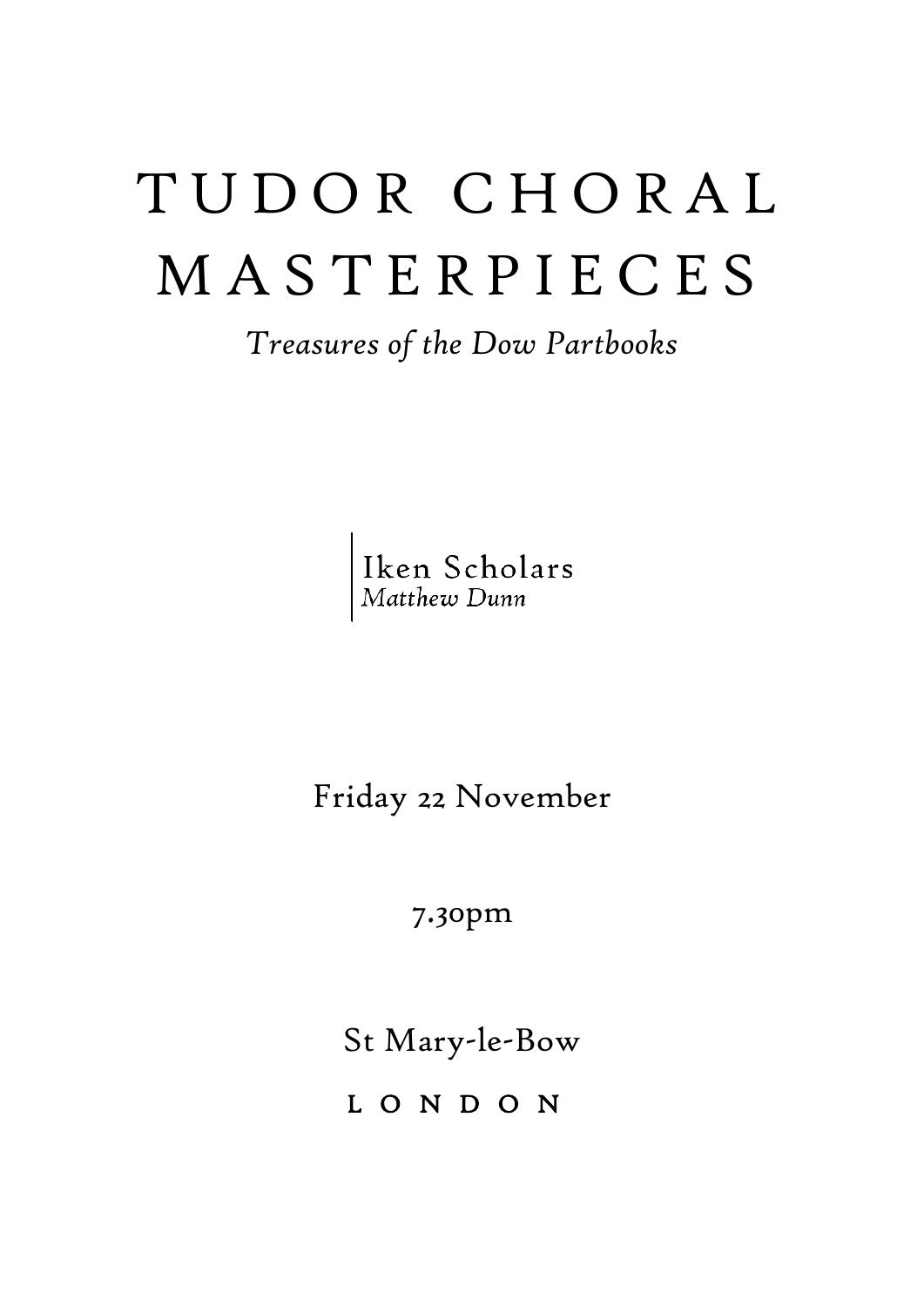# TUDOR CHORAL MASTERPIECES

*Treasures of the Dow Partbooks*

Iken Scholars
*Matthew Dunn*

Friday 22 November

7.30pm

St Mary-le-Bow

LONDON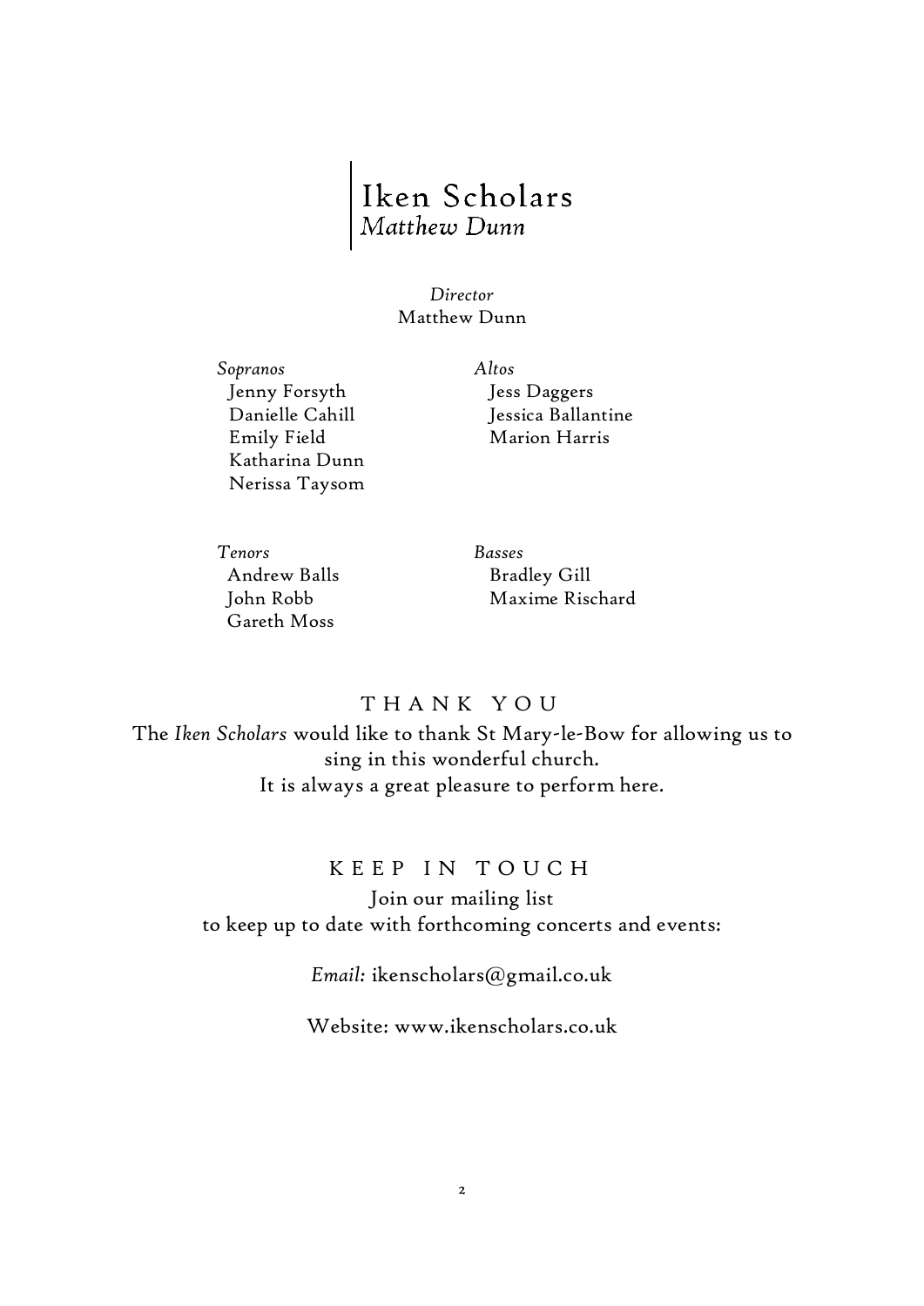# Iken Scholars
*Matthew Dunn*

*Director*
Matthew Dunn

*Sopranos*
Jenny Forsyth
Danielle Cahill
Emily Field
Katharina Dunn
Nerissa Taysom

*Altos*
Jess Daggers
Jessica Ballantine
Marion Harris

*Tenors*
Andrew Balls
John Robb
Gareth Moss

*Basses*
Bradley Gill
Maxime Rischard

## THANK YOU

The *Iken Scholars* would like to thank St Mary-le-Bow for allowing us to sing in this wonderful church.
It is always a great pleasure to perform here.

## KEEP IN TOUCH

Join our mailing list
to keep up to date with forthcoming concerts and events:

*Email:* ikenscholars@gmail.co.uk

Website: www.ikenscholars.co.uk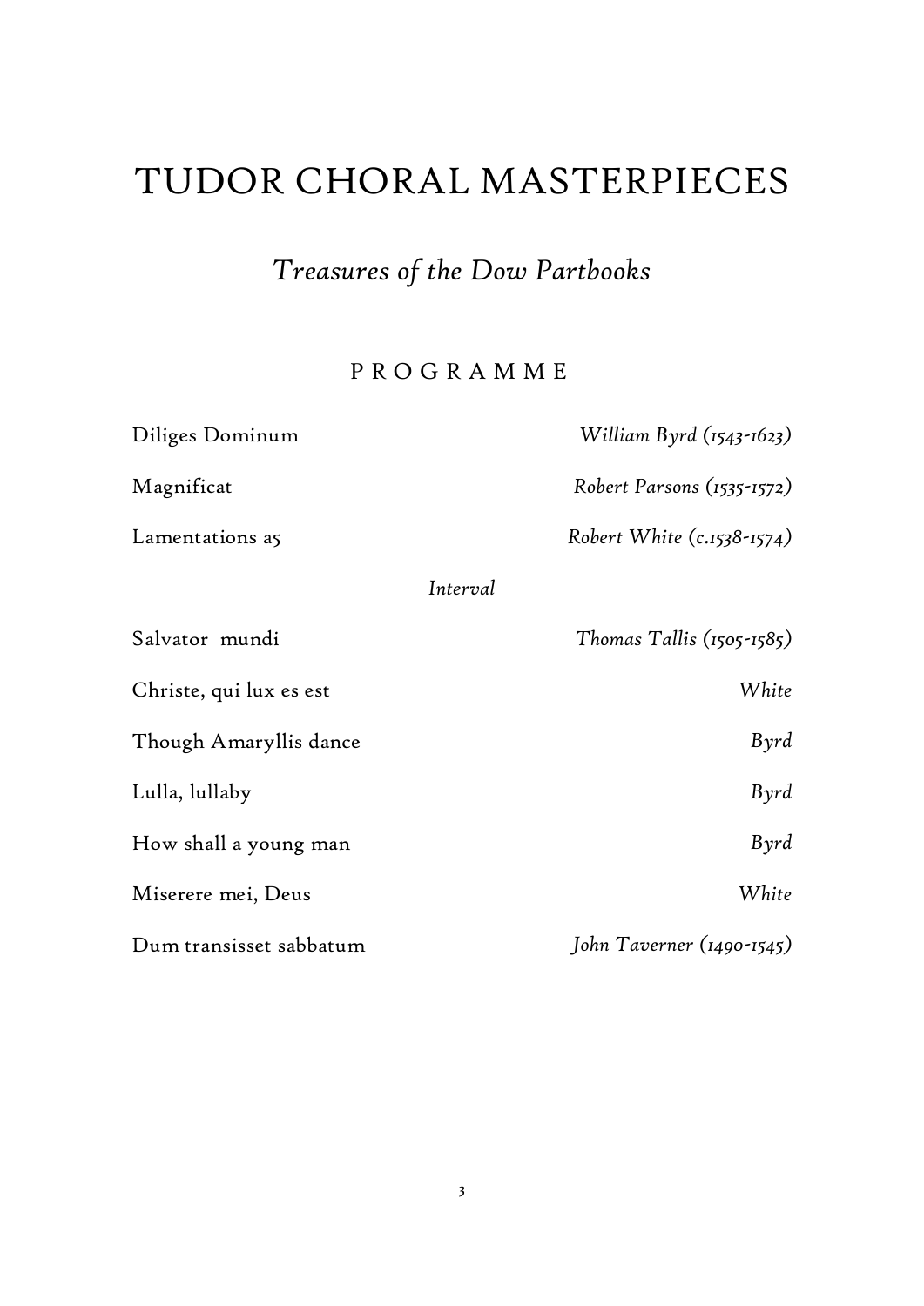# TUDOR CHORAL MASTERPIECES

## *Treasures of the Dow Partbooks*

### P R O G R A M M E

| | |
|---|---|
| Diliges Dominum | *William Byrd (1543-1623)* |
| Magnificat | *Robert Parsons (1535-1572)* |
| Lamentations a5 | *Robert White (c.1538-1574)* |
| *Interval* | |
| Salvator mundi | *Thomas Tallis (1505-1585)* |
| Christe, qui lux es est | *White* |
| Though Amaryllis dance | *Byrd* |
| Lulla, lullaby | *Byrd* |
| How shall a young man | *Byrd* |
| Miserere mei, Deus | *White* |
| Dum transisset sabbatum | *John Taverner (1490-1545)* |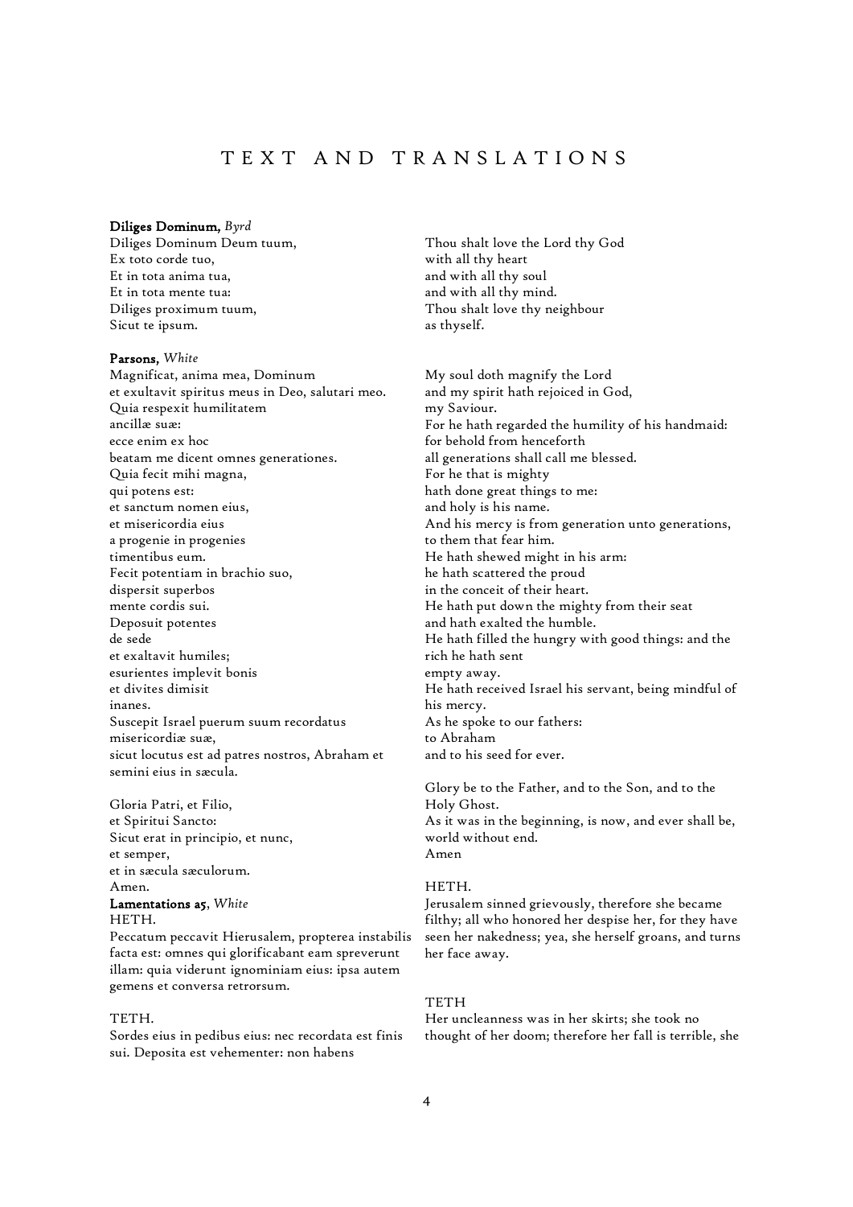# TEXT AND TRANSLATIONS

**Diliges Dominum,** *Byrd*

Diliges Dominum Deum tuum,
Ex toto corde tuo,
Et in tota anima tua,
Et in tota mente tua:
Diliges proximum tuum,
Sicut te ipsum.

Thou shalt love the Lord thy God
with all thy heart
and with all thy soul
and with all thy mind.
Thou shalt love thy neighbour
as thyself.

**Parsons,** *White*

Magnificat, anima mea, Dominum
et exultavit spiritus meus in Deo, salutari meo.
Quia respexit humilitatem
ancillæ suæ:
ecce enim ex hoc
beatam me dicent omnes generationes.
Quia fecit mihi magna,
qui potens est:
et sanctum nomen eius,
et misericordia eius
a progenie in progenies
timentibus eum.
Fecit potentiam in brachio suo,
dispersit superbos
mente cordis sui.
Deposuit potentes
de sede
et exaltavit humiles;
esurientes implevit bonis
et divites dimisit
inanes.
Suscepit Israel puerum suum recordatus
misericordiæ suæ,
sicut locutus est ad patres nostros, Abraham et
semini eius in sæcula.

Gloria Patri, et Filio,
et Spiritui Sancto:
Sicut erat in principio, et nunc,
et semper,
et in sæcula sæculorum.
Amen.

My soul doth magnify the Lord
and my spirit hath rejoiced in God,
my Saviour.
For he hath regarded the humility of his handmaid:
for behold from henceforth
all generations shall call me blessed.
For he that is mighty
hath done great things to me:
and holy is his name.
And his mercy is from generation unto generations,
to them that fear him.
He hath shewed might in his arm:
he hath scattered the proud
in the conceit of their heart.
He hath put down the mighty from their seat
and hath exalted the humble.
He hath filled the hungry with good things: and the
rich he hath sent
empty away.
He hath received Israel his servant, being mindful of
his mercy.
As he spoke to our fathers:
to Abraham
and to his seed for ever.

Glory be to the Father, and to the Son, and to the
Holy Ghost.
As it was in the beginning, is now, and ever shall be,
world without end.
Amen

**Lamentations a5**, *White*

HETH.
Peccatum peccavit Hierusalem, propterea instabilis facta est: omnes qui glorificabant eam spreverunt illam: quia viderunt ignominiam eius: ipsa autem gemens et conversa retrorsum.

HETH.
Jerusalem sinned grievously, therefore she became filthy; all who honored her despise her, for they have seen her nakedness; yea, she herself groans, and turns her face away.

TETH.
Sordes eius in pedibus eius: nec recordata est finis sui. Deposita est vehementer: non habens

TETH
Her uncleanness was in her skirts; she took no thought of her doom; therefore her fall is terrible, she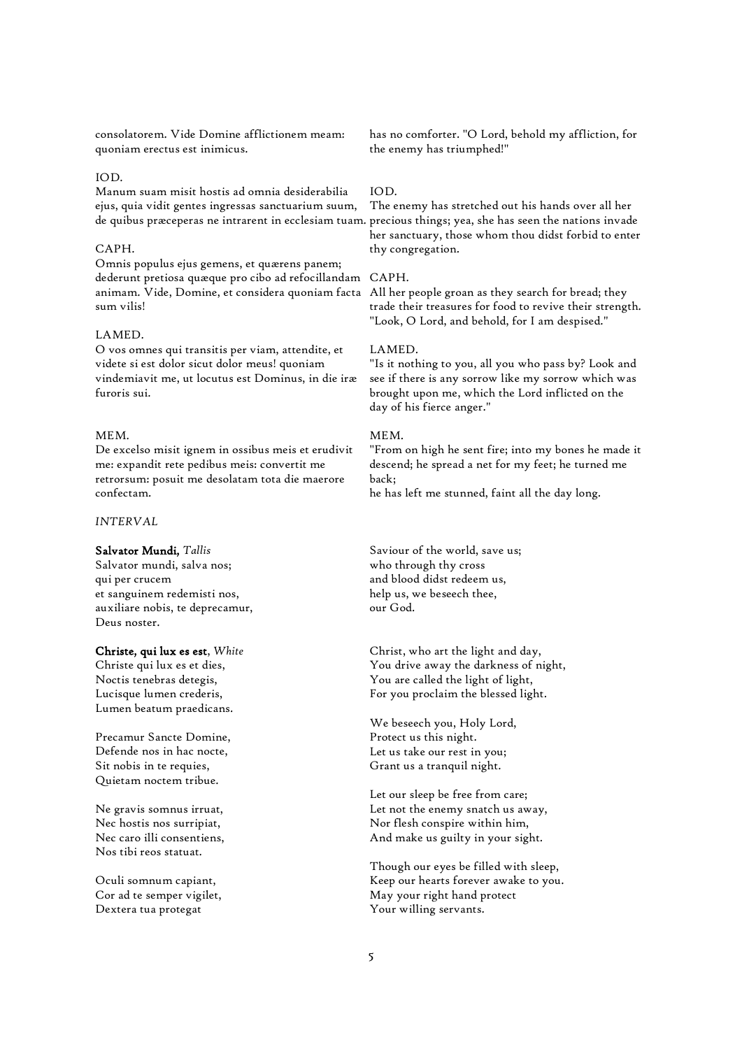consolatorem. Vide Domine afflictionem meam: quoniam erectus est inimicus.

has no comforter. "O Lord, behold my affliction, for the enemy has triumphed!"

IOD.
Manum suam misit hostis ad omnia desiderabilia ejus, quia vidit gentes ingressas sanctuarium suum, de quibus præceperas ne intrarent in ecclesiam tuam.

IOD.
The enemy has stretched out his hands over all her precious things; yea, she has seen the nations invade her sanctuary, those whom thou didst forbid to enter thy congregation.

CAPH.
Omnis populus ejus gemens, et quærens panem; dederunt pretiosa quæque pro cibo ad refocillandam animam. Vide, Domine, et considera quoniam facta sum vilis!

CAPH.
All her people groan as they search for bread; they trade their treasures for food to revive their strength. "Look, O Lord, and behold, for I am despised."

LAMED.
O vos omnes qui transitis per viam, attendite, et videte si est dolor sicut dolor meus! quoniam vindemiavit me, ut locutus est Dominus, in die iræ furoris sui.

LAMED.
"Is it nothing to you, all you who pass by? Look and see if there is any sorrow like my sorrow which was brought upon me, which the Lord inflicted on the day of his fierce anger."

MEM.
De excelso misit ignem in ossibus meis et erudivit me: expandit rete pedibus meis: convertit me retrorsum: posuit me desolatam tota die maerore confectam.

MEM.
"From on high he sent fire; into my bones he made it descend; he spread a net for my feet; he turned me back;
he has left me stunned, faint all the day long.

*INTERVAL*

**Salvator Mundi,** *Tallis*
Salvator mundi, salva nos;
qui per crucem
et sanguinem redemisti nos,
auxiliare nobis, te deprecamur,
Deus noster.

Saviour of the world, save us;
who through thy cross
and blood didst redeem us,
help us, we beseech thee,
our God.

**Christe, qui lux es est**, *White*
Christe qui lux es et dies,
Noctis tenebras detegis,
Lucisque lumen crederis,
Lumen beatum praedicans.

Christ, who art the light and day,
You drive away the darkness of night,
You are called the light of light,
For you proclaim the blessed light.

Precamur Sancte Domine,
Defende nos in hac nocte,
Sit nobis in te requies,
Quietam noctem tribue.

We beseech you, Holy Lord,
Protect us this night.
Let us take our rest in you;
Grant us a tranquil night.

Ne gravis somnus irruat,
Nec hostis nos surripiat,
Nec caro illi consentiens,
Nos tibi reos statuat.

Let our sleep be free from care;
Let not the enemy snatch us away,
Nor flesh conspire within him,
And make us guilty in your sight.

Oculi somnum capiant,
Cor ad te semper vigilet,
Dextera tua protegat

Though our eyes be filled with sleep,
Keep our hearts forever awake to you.
May your right hand protect
Your willing servants.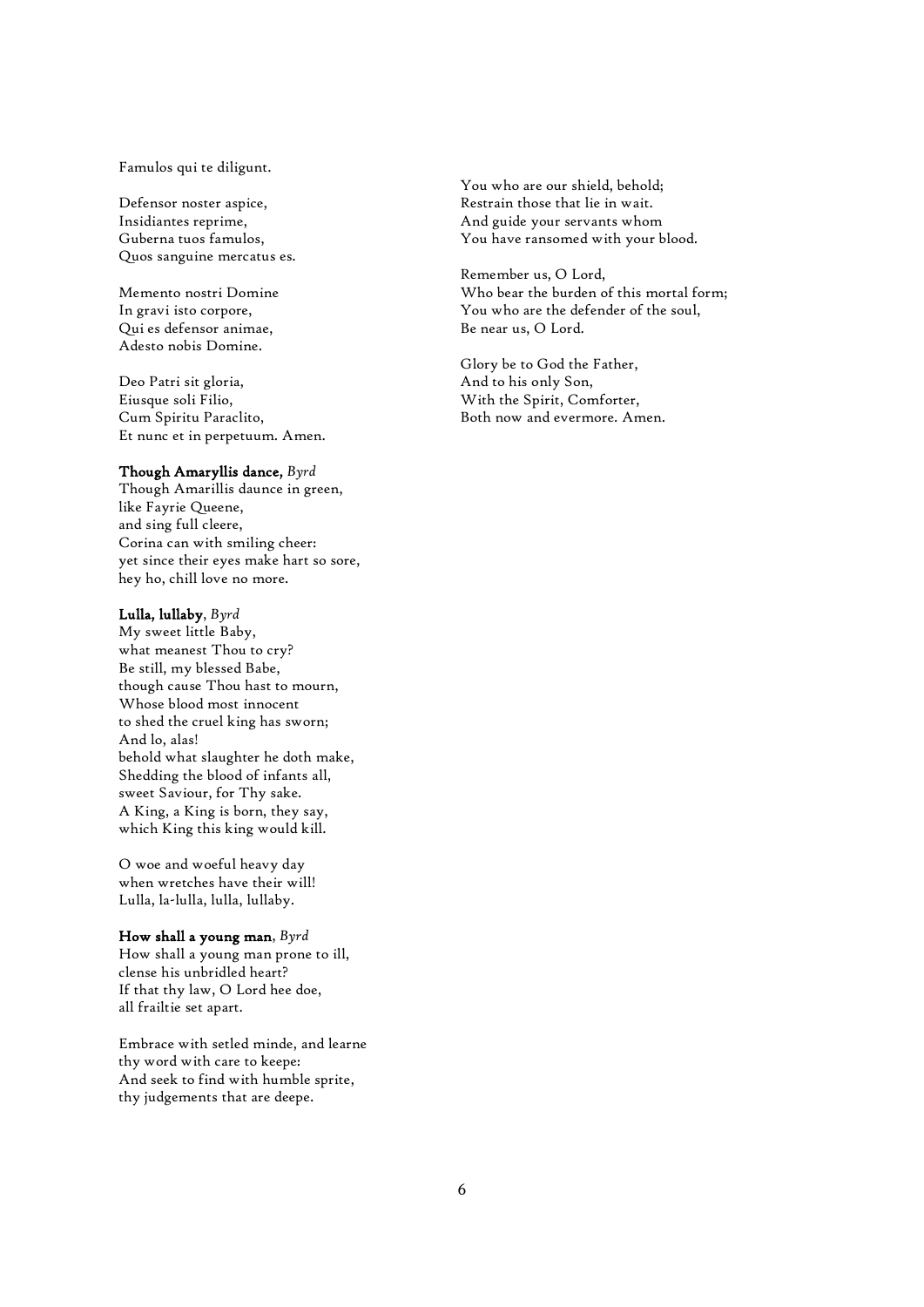Famulos qui te diligunt.

Defensor noster aspice,
Insidiantes reprime,
Guberna tuos famulos,
Quos sanguine mercatus es.

Memento nostri Domine
In gravi isto corpore,
Qui es defensor animae,
Adesto nobis Domine.

Deo Patri sit gloria,
Eiusque soli Filio,
Cum Spiritu Paraclito,
Et nunc et in perpetuum. Amen.

You who are our shield, behold;
Restrain those that lie in wait.
And guide your servants whom
You have ransomed with your blood.

Remember us, O Lord,
Who bear the burden of this mortal form;
You who are the defender of the soul,
Be near us, O Lord.

Glory be to God the Father,
And to his only Son,
With the Spirit, Comforter,
Both now and evermore. Amen.

**Though Amaryllis dance**, *Byrd*
Though Amarillis daunce in green,
like Fayrie Queene,
and sing full cleere,
Corina can with smiling cheer:
yet since their eyes make hart so sore,
hey ho, chill love no more.

**Lulla, lullaby**, *Byrd*
My sweet little Baby,
what meanest Thou to cry?
Be still, my blessed Babe,
though cause Thou hast to mourn,
Whose blood most innocent
to shed the cruel king has sworn;
And lo, alas!
behold what slaughter he doth make,
Shedding the blood of infants all,
sweet Saviour, for Thy sake.
A King, a King is born, they say,
which King this king would kill.

O woe and woeful heavy day
when wretches have their will!
Lulla, la-lulla, lulla, lullaby.

**How shall a young man**, *Byrd*
How shall a young man prone to ill,
clense his unbridled heart?
If that thy law, O Lord hee doe,
all frailtie set apart.

Embrace with setled minde, and learne
thy word with care to keepe:
And seek to find with humble sprite,
thy judgements that are deepe.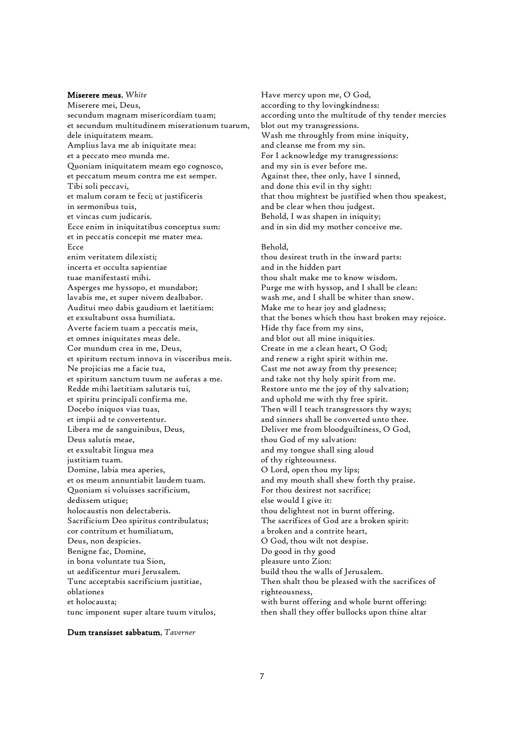**Miserere meus**, *White*

Miserere mei, Deus,
secundum magnam misericordiam tuam;
et secundum multitudinem miserationum tuarum,
dele iniquitatem meam.
Amplius lava me ab iniquitate mea:
et a peccato meo munda me.
Quoniam iniquitatem meam ego cognosco,
et peccatum meum contra me est semper.
Tibi soli peccavi,
et malum coram te feci; ut justificeris
in sermonibus tuis,
et vincas cum judicaris.
Ecce enim in iniquitatibus conceptus sum:
et in peccatis concepit me mater mea.
Ecce
enim veritatem dilexisti;
incerta et occulta sapientiae
tuae manifestasti mihi.
Asperges me hyssopo, et mundabor;
lavabis me, et super nivem dealbabor.
Auditui meo dabis gaudium et laetitiam:
et exsultabunt ossa humiliata.
Averte faciem tuam a peccatis meis,
et omnes iniquitates meas dele.
Cor mundum crea in me, Deus,
et spiritum rectum innova in visceribus meis.
Ne projicias me a facie tua,
et spiritum sanctum tuum ne auferas a me.
Redde mihi laetitiam salutaris tui,
et spiritu principali confirma me.
Docebo iniquos vias tuas,
et impii ad te convertentur.
Libera me de sanguinibus, Deus,
Deus salutis meae,
et exsultabit lingua mea
justitiam tuam.
Domine, labia mea aperies,
et os meum annuntiabit laudem tuam.
Quoniam si voluisses sacrificium,
dedissem utique;
holocaustis non delectaberis.
Sacrificium Deo spiritus contribulatus;
cor contritum et humiliatum,
Deus, non despicies.
Benigne fac, Domine,
in bona voluntate tua Sion,
ut aedificentur muri Jerusalem.
Tunc acceptabis sacrificium justitiae,
oblationes
et holocausta;
tunc imponent super altare tuum vitulos,

Have mercy upon me, O God,
according to thy lovingkindness:
according unto the multitude of thy tender mercies
blot out my transgressions.
Wash me throughly from mine iniquity,
and cleanse me from my sin.
For I acknowledge my transgressions:
and my sin is ever before me.
Against thee, thee only, have I sinned,
and done this evil in thy sight:
that thou mightest be justified when thou speakest,
and be clear when thou judgest.
Behold, I was shapen in iniquity;
and in sin did my mother conceive me.

Behold,
thou desirest truth in the inward parts:
and in the hidden part
thou shalt make me to know wisdom.
Purge me with hyssop, and I shall be clean:
wash me, and I shall be whiter than snow.
Make me to hear joy and gladness;
that the bones which thou hast broken may rejoice.
Hide thy face from my sins,
and blot out all mine iniquities.
Create in me a clean heart, O God;
and renew a right spirit within me.
Cast me not away from thy presence;
and take not thy holy spirit from me.
Restore unto me the joy of thy salvation;
and uphold me with thy free spirit.
Then will I teach transgressors thy ways;
and sinners shall be converted unto thee.
Deliver me from bloodguiltiness, O God,
thou God of my salvation:
and my tongue shall sing aloud
of thy righteousness.
O Lord, open thou my lips;
and my mouth shall shew forth thy praise.
For thou desirest not sacrifice;
else would I give it:
thou delightest not in burnt offering.
The sacrifices of God are a broken spirit:
a broken and a contrite heart,
O God, thou wilt not despise.
Do good in thy good
pleasure unto Zion:
build thou the walls of Jerusalem.
Then shalt thou be pleased with the sacrifices of righteousness,
with burnt offering and whole burnt offering:
then shall they offer bullocks upon thine altar

**Dum transisset sabbatum**, *Taverner*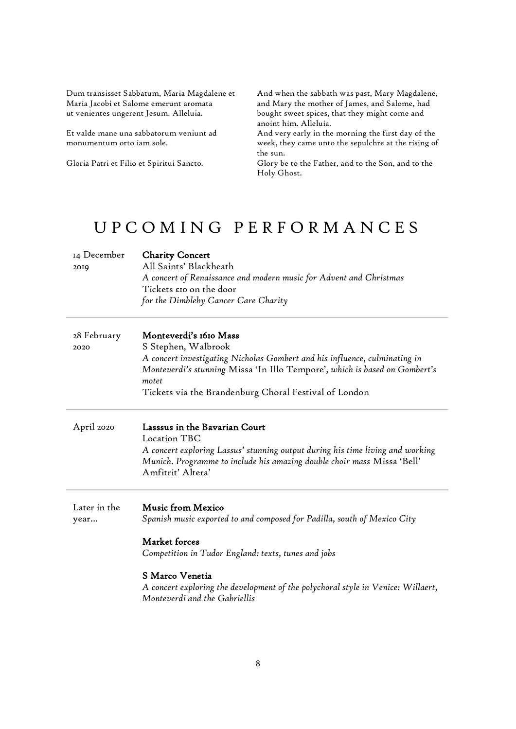| | |
|---|---|
| Dum transisset Sabbatum, Maria Magdalene et Maria Jacobi et Salome emerunt aromata ut venientes ungerent Jesum. Alleluia. | And when the sabbath was past, Mary Magdalene, and Mary the mother of James, and Salome, had bought sweet spices, that they might come and anoint him. Alleluia. |
| Et valde mane una sabbatorum veniunt ad monumentum orto iam sole. | And very early in the morning the first day of the week, they came unto the sepulchre at the rising of the sun. |
| Gloria Patri et Filio et Spiritui Sancto. | Glory be to the Father, and to the Son, and to the Holy Ghost. |

# UPCOMING PERFORMANCES

14 December 2019

**Charity Concert**
All Saints' Blackheath
*A concert of Renaissance and modern music for Advent and Christmas*
Tickets £10 on the door
*for the Dimbleby Cancer Care Charity*

---

28 February 2020

**Monteverdi's 1610 Mass**
S Stephen, Walbrook
*A concert investigating Nicholas Gombert and his influence, culminating in Monteverdi's stunning* Missa 'In Illo Tempore', *which is based on Gombert's motet*
Tickets via the Brandenburg Choral Festival of London

---

April 2020

**Lasssus in the Bavarian Court**
Location TBC
*A concert exploring Lassus' stunning output during his time living and working Munich. Programme to include his amazing double choir mass* Missa 'Bell' Amfitrit' Altera'

---

Later in the year…

**Music from Mexico**
*Spanish music exported to and composed for Padilla, south of Mexico City*

**Market forces**
*Competition in Tudor England: texts, tunes and jobs*

**S Marco Venetia**
*A concert exploring the development of the polychoral style in Venice: Willaert, Monteverdi and the Gabriellis*